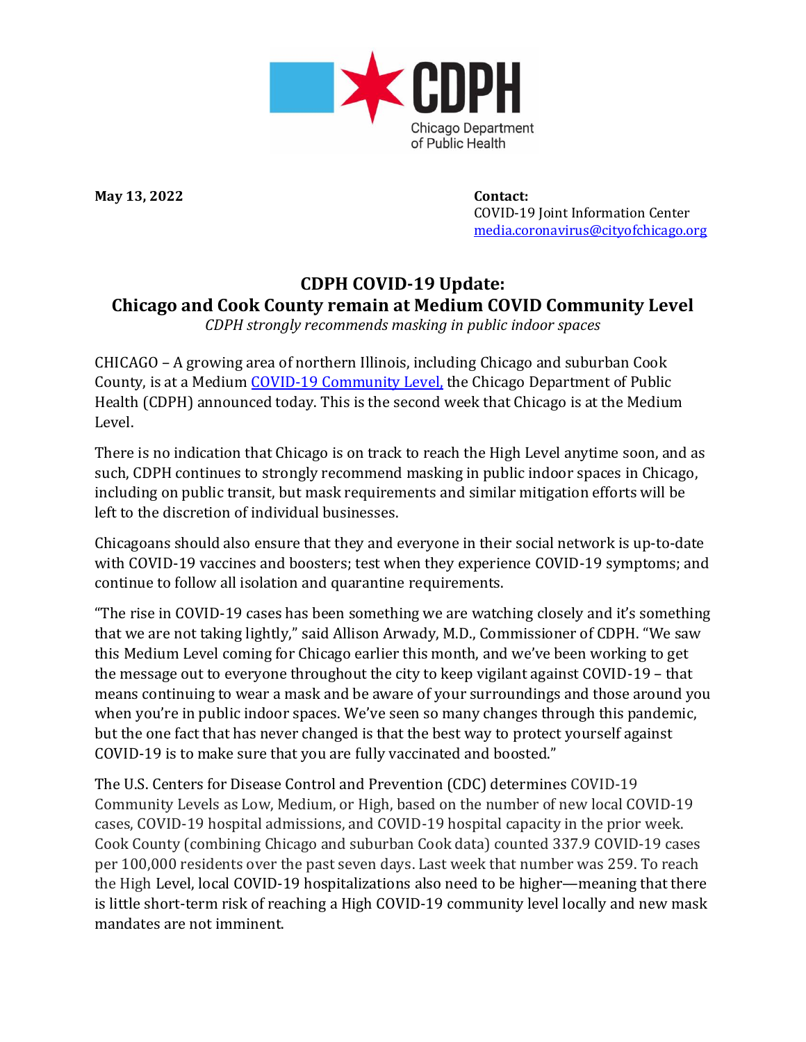**May 13, 2022**

**Contact:**
COVID-19 Joint Information Center
media.coronavirus@cityofchicago.org

# CDPH COVID-19 Update:
# Chicago and Cook County remain at Medium COVID Community Level

*CDPH strongly recommends masking in public indoor spaces*

CHICAGO – A growing area of northern Illinois, including Chicago and suburban Cook County, is at a Medium [COVID-19 Community Level,](#) the Chicago Department of Public Health (CDPH) announced today. This is the second week that Chicago is at the Medium Level.

There is no indication that Chicago is on track to reach the High Level anytime soon, and as such, CDPH continues to strongly recommend masking in public indoor spaces in Chicago, including on public transit, but mask requirements and similar mitigation efforts will be left to the discretion of individual businesses.

Chicagoans should also ensure that they and everyone in their social network is up-to-date with COVID-19 vaccines and boosters; test when they experience COVID-19 symptoms; and continue to follow all isolation and quarantine requirements.

"The rise in COVID-19 cases has been something we are watching closely and it's something that we are not taking lightly," said Allison Arwady, M.D., Commissioner of CDPH. "We saw this Medium Level coming for Chicago earlier this month, and we've been working to get the message out to everyone throughout the city to keep vigilant against COVID-19 – that means continuing to wear a mask and be aware of your surroundings and those around you when you're in public indoor spaces. We've seen so many changes through this pandemic, but the one fact that has never changed is that the best way to protect yourself against COVID-19 is to make sure that you are fully vaccinated and boosted."

The U.S. Centers for Disease Control and Prevention (CDC) determines COVID-19 Community Levels as Low, Medium, or High, based on the number of new local COVID-19 cases, COVID-19 hospital admissions, and COVID-19 hospital capacity in the prior week. Cook County (combining Chicago and suburban Cook data) counted 337.9 COVID-19 cases per 100,000 residents over the past seven days. Last week that number was 259. To reach the High Level, local COVID-19 hospitalizations also need to be higher—meaning that there is little short-term risk of reaching a High COVID-19 community level locally and new mask mandates are not imminent.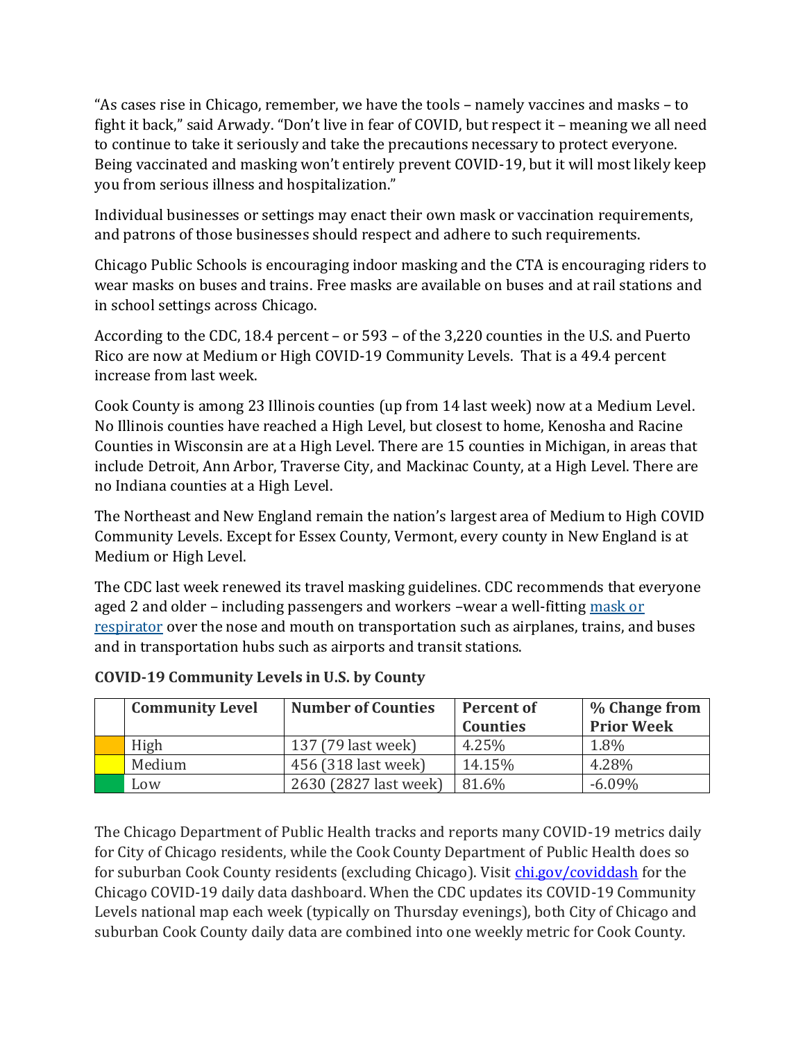"As cases rise in Chicago, remember, we have the tools – namely vaccines and masks – to fight it back," said Arwady. "Don't live in fear of COVID, but respect it – meaning we all need to continue to take it seriously and take the precautions necessary to protect everyone. Being vaccinated and masking won't entirely prevent COVID-19, but it will most likely keep you from serious illness and hospitalization."

Individual businesses or settings may enact their own mask or vaccination requirements, and patrons of those businesses should respect and adhere to such requirements.

Chicago Public Schools is encouraging indoor masking and the CTA is encouraging riders to wear masks on buses and trains. Free masks are available on buses and at rail stations and in school settings across Chicago.

According to the CDC, 18.4 percent – or 593 – of the 3,220 counties in the U.S. and Puerto Rico are now at Medium or High COVID-19 Community Levels. That is a 49.4 percent increase from last week.

Cook County is among 23 Illinois counties (up from 14 last week) now at a Medium Level. No Illinois counties have reached a High Level, but closest to home, Kenosha and Racine Counties in Wisconsin are at a High Level. There are 15 counties in Michigan, in areas that include Detroit, Ann Arbor, Traverse City, and Mackinac County, at a High Level. There are no Indiana counties at a High Level.

The Northeast and New England remain the nation's largest area of Medium to High COVID Community Levels. Except for Essex County, Vermont, every county in New England is at Medium or High Level.

The CDC last week renewed its travel masking guidelines. CDC recommends that everyone aged 2 and older – including passengers and workers –wear a well-fitting mask or respirator over the nose and mouth on transportation such as airplanes, trains, and buses and in transportation hubs such as airports and transit stations.

**COVID-19 Community Levels in U.S. by County**

| | Community Level | Number of Counties | Percent of Counties | % Change from Prior Week |
|---|---|---|---|---|
| | High | 137 (79 last week) | 4.25% | 1.8% |
| | Medium | 456 (318 last week) | 14.15% | 4.28% |
| | Low | 2630 (2827 last week) | 81.6% | -6.09% |

The Chicago Department of Public Health tracks and reports many COVID-19 metrics daily for City of Chicago residents, while the Cook County Department of Public Health does so for suburban Cook County residents (excluding Chicago). Visit chi.gov/coviddash for the Chicago COVID-19 daily data dashboard. When the CDC updates its COVID-19 Community Levels national map each week (typically on Thursday evenings), both City of Chicago and suburban Cook County daily data are combined into one weekly metric for Cook County.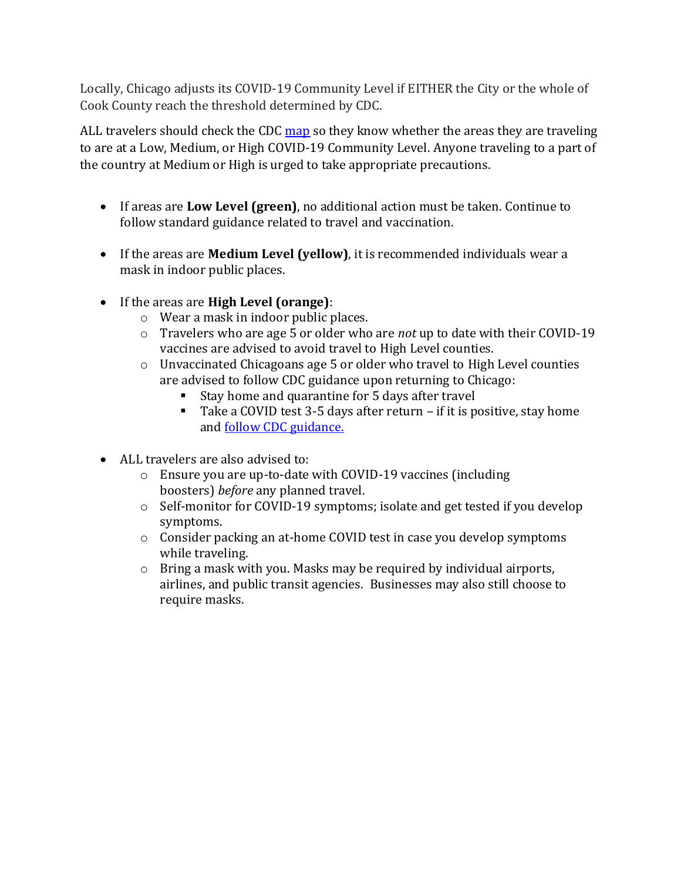Locally, Chicago adjusts its COVID-19 Community Level if EITHER the City or the whole of Cook County reach the threshold determined by CDC.

ALL travelers should check the CDC map so they know whether the areas they are traveling to are at a Low, Medium, or High COVID-19 Community Level. Anyone traveling to a part of the country at Medium or High is urged to take appropriate precautions.

- If areas are **Low Level (green)**, no additional action must be taken. Continue to follow standard guidance related to travel and vaccination.

- If the areas are **Medium Level (yellow)**, it is recommended individuals wear a mask in indoor public places.

- If the areas are **High Level (orange)**:
  - Wear a mask in indoor public places.
  - Travelers who are age 5 or older who are *not* up to date with their COVID-19 vaccines are advised to avoid travel to High Level counties.
  - Unvaccinated Chicagoans age 5 or older who travel to High Level counties are advised to follow CDC guidance upon returning to Chicago:
    - Stay home and quarantine for 5 days after travel
    - Take a COVID test 3-5 days after return – if it is positive, stay home and follow CDC guidance.

- ALL travelers are also advised to:
  - Ensure you are up-to-date with COVID-19 vaccines (including boosters) *before* any planned travel.
  - Self-monitor for COVID-19 symptoms; isolate and get tested if you develop symptoms.
  - Consider packing an at-home COVID test in case you develop symptoms while traveling.
  - Bring a mask with you. Masks may be required by individual airports, airlines, and public transit agencies. Businesses may also still choose to require masks.